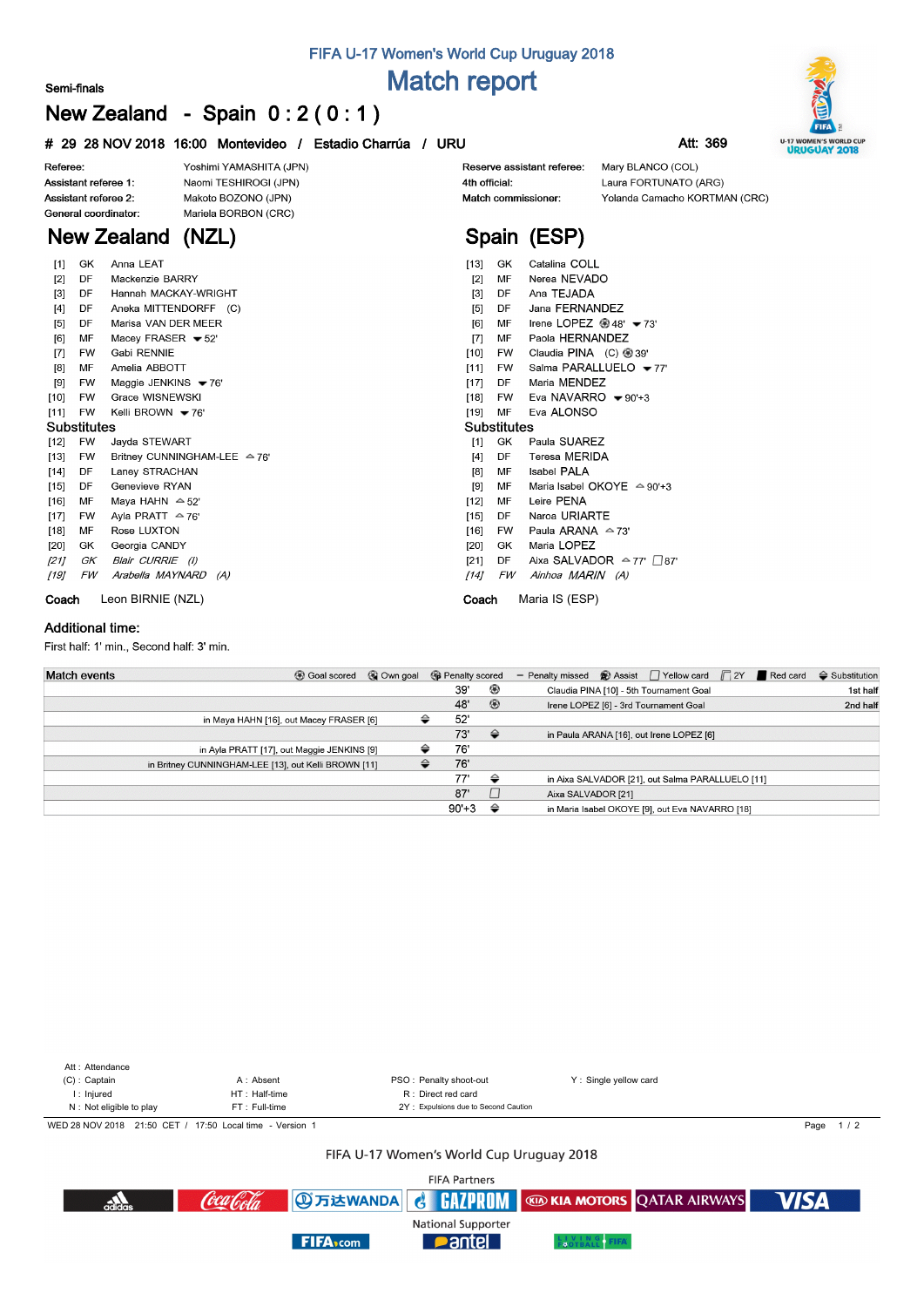FIFA U-17 Women's World Cup Uruguay 2018

# Match report

Semi-finals

## New Zealand - Spain 0 : 2 ( 0 : 1 )

# 29 28 NOV 2018 16:00 Montevideo / Estadio Charrúa / URU    Att: 369

| | | | |
|---|---|---|---|
| Referee: | Yoshimi YAMASHITA (JPN) | Reserve assistant referee: | Mary BLANCO (COL) |
| Assistant referee 1: | Naomi TESHIROGI (JPN) | 4th official: | Laura FORTUNATO (ARG) |
| Assistant referee 2: | Makoto BOZONO (JPN) | Match commissioner: | Yolanda Camacho KORTMAN (CRC) |
| General coordinator: | Mariela BORBON (CRC) | | |

## New Zealand (NZL)

| | | |
|---|---|---|
| [1] | GK | Anna LEAT |
| [2] | DF | Mackenzie BARRY |
| [3] | DF | Hannah MACKAY-WRIGHT |
| [4] | DF | Aneka MITTENDORFF (C) |
| [5] | DF | Marisa VAN DER MEER |
| [6] | MF | Macey FRASER ▼52' |
| [7] | FW | Gabi RENNIE |
| [8] | MF | Amelia ABBOTT |
| [9] | FW | Maggie JENKINS ▼76' |
| [10] | FW | Grace WISNEWSKI |
| [11] | FW | Kelli BROWN ▼76' |

### Substitutes

| | | |
|---|---|---|
| [12] | FW | Jayda STEWART |
| [13] | FW | Britney CUNNINGHAM-LEE ▲76' |
| [14] | DF | Laney STRACHAN |
| [15] | DF | Genevieve RYAN |
| [16] | MF | Maya HAHN ▲52' |
| [17] | FW | Ayla PRATT ▲76' |
| [18] | MF | Rose LUXTON |
| [20] | GK | Georgia CANDY |
| *[21]* | *GK* | *Blair CURRIE (I)* |
| *[19]* | *FW* | *Arabella MAYNARD (A)* |

**Coach** Leon BIRNIE (NZL)

## Spain (ESP)

| | | |
|---|---|---|
| [13] | GK | Catalina COLL |
| [2] | MF | Nerea NEVADO |
| [3] | DF | Ana TEJADA |
| [5] | DF | Jana FERNANDEZ |
| [6] | MF | Irene LOPEZ ⚽48' ▼73' |
| [7] | MF | Paola HERNANDEZ |
| [10] | FW | Claudia PINA (C) ⚽39' |
| [11] | FW | Salma PARALLUELO ▼77' |
| [17] | DF | Maria MENDEZ |
| [18] | FW | Eva NAVARRO ▼90'+3 |
| [19] | MF | Eva ALONSO |

### Substitutes

| | | |
|---|---|---|
| [1] | GK | Paula SUAREZ |
| [4] | DF | Teresa MERIDA |
| [8] | MF | Isabel PALA |
| [9] | MF | Maria Isabel OKOYE ▲90'+3 |
| [12] | MF | Leire PENA |
| [15] | DF | Naroa URIARTE |
| [16] | FW | Paula ARANA ▲73' |
| [20] | GK | Maria LOPEZ |
| [21] | DF | Aixa SALVADOR ▲77' ▢87' |
| *[14]* | *FW* | *Ainhoa MARIN (A)* |

**Coach** Maria IS (ESP)

### Additional time:

First half: 1' min., Second half: 3' min.

### Match events

| New Zealand | | Minute | | Spain | |
|---|---|---|---|---|---|
| | | 39' | Goal scored | Claudia PINA [10] - 5th Tournament Goal | 1st half |
| | | 48' | Goal scored | Irene LOPEZ [6] - 3rd Tournament Goal | 2nd half |
| in Maya HAHN [16], out Macey FRASER [6] | Substitution | 52' | | | |
| | | 73' | Substitution | in Paula ARANA [16], out Irene LOPEZ [6] | |
| in Ayla PRATT [17], out Maggie JENKINS [9] | Substitution | 76' | | | |
| in Britney CUNNINGHAM-LEE [13], out Kelli BROWN [11] | Substitution | 76' | | | |
| | | 77' | Substitution | in Aixa SALVADOR [21], out Salma PARALLUELO [11] | |
| | | 87' | Yellow card | Aixa SALVADOR [21] | |
| | | 90'+3 | Substitution | in Maria Isabel OKOYE [9], out Eva NAVARRO [18] | |

Att : Attendance
(C) : Captain | A : Absent | PSO : Penalty shoot-out | Y : Single yellow card
I : Injured | HT : Half-time | R : Direct red card
N : Not eligible to play | FT : Full-time | 2Y : Expulsions due to Second Caution

WED 28 NOV 2018 21:50 CET / 17:50 Local time - Version 1

FIFA U-17 Women's World Cup Uruguay 2018

FIFA Partners

National Supporter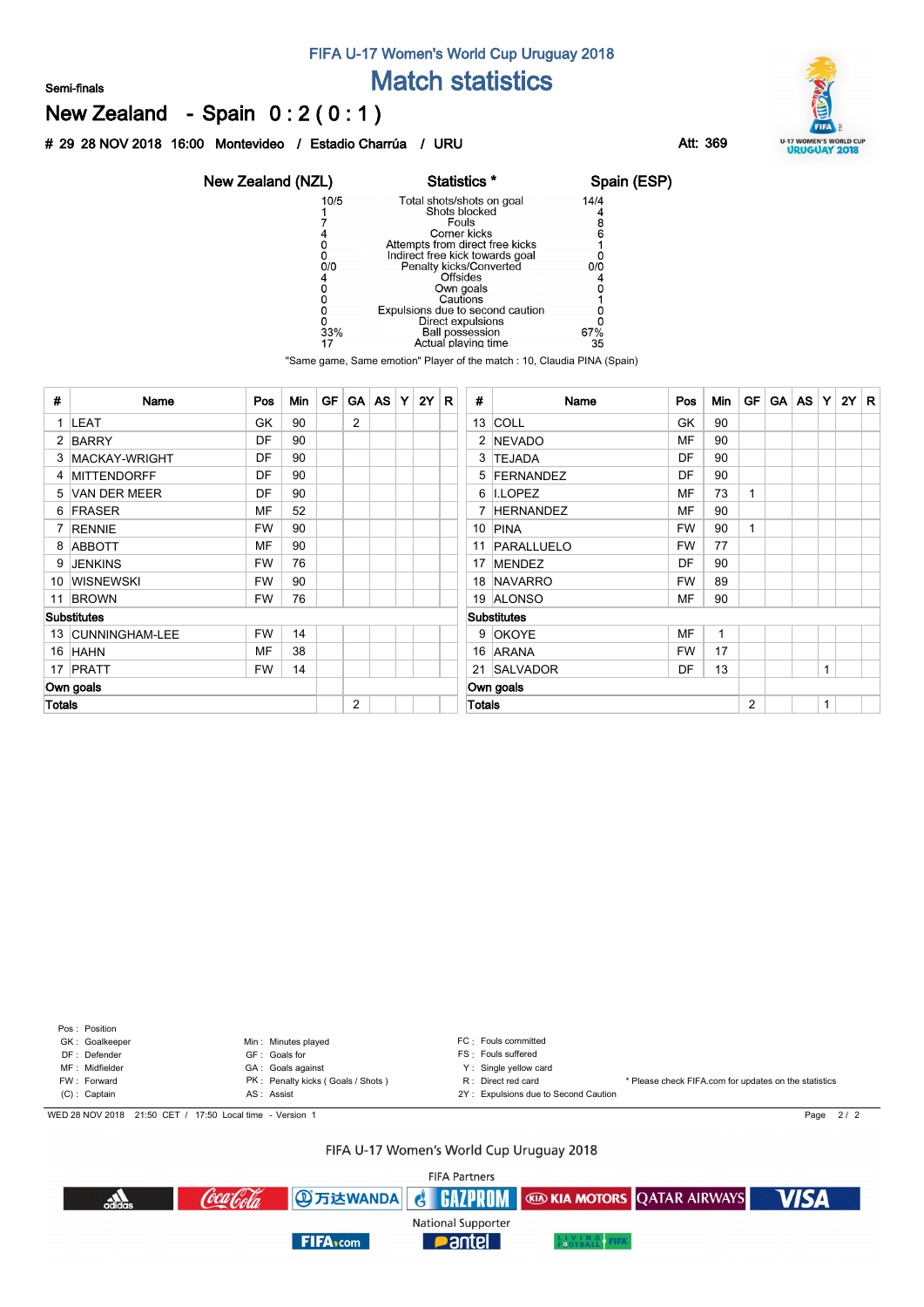Semi-finals

# FIFA U-17 Women's World Cup Uruguay 2018

## Match statistics

## New Zealand - Spain 0 : 2 ( 0 : 1 )

# 29 28 NOV 2018 16:00 Montevideo / Estadio Charrúa / URU Att: 369

| New Zealand (NZL) | Statistics * | Spain (ESP) |
|---|---|---|
| 10/5 | Total shots/shots on goal | 14/4 |
| 1 | Shots blocked | 4 |
| 7 | Fouls | 8 |
| 4 | Corner kicks | 6 |
| 0 | Attempts from direct free kicks | 1 |
| 0 | Indirect free kick towards goal | 0 |
| 0/0 | Penalty kicks/Converted | 0/0 |
| 4 | Offsides | 4 |
| 0 | Own goals | 0 |
| 0 | Cautions | 1 |
| 0 | Expulsions due to second caution | 0 |
| 0 | Direct expulsions | 0 |
| 33% | Ball possession | 67% |
| 17 | Actual playing time | 35 |

"Same game, Same emotion" Player of the match : 10, Claudia PINA (Spain)

| # | Name | Pos | Min | GF | GA | AS | Y | 2Y | R |
|---|---|---|---|---|---|---|---|---|---|
| 1 | LEAT | GK | 90 | | 2 | | | | |
| 2 | BARRY | DF | 90 | | | | | | |
| 3 | MACKAY-WRIGHT | DF | 90 | | | | | | |
| 4 | MITTENDORFF | DF | 90 | | | | | | |
| 5 | VAN DER MEER | DF | 90 | | | | | | |
| 6 | FRASER | MF | 52 | | | | | | |
| 7 | RENNIE | FW | 90 | | | | | | |
| 8 | ABBOTT | MF | 90 | | | | | | |
| 9 | JENKINS | FW | 76 | | | | | | |
| 10 | WISNEWSKI | FW | 90 | | | | | | |
| 11 | BROWN | FW | 76 | | | | | | |
| **Substitutes** | | | | | | | | | |
| 13 | CUNNINGHAM-LEE | FW | 14 | | | | | | |
| 16 | HAHN | MF | 38 | | | | | | |
| 17 | PRATT | FW | 14 | | | | | | |
| **Own goals** | | | | | | | | | |
| **Totals** | | | | | 2 | | | | |

| # | Name | Pos | Min | GF | GA | AS | Y | 2Y | R |
|---|---|---|---|---|---|---|---|---|---|
| 13 | COLL | GK | 90 | | | | | | |
| 2 | NEVADO | MF | 90 | | | | | | |
| 3 | TEJADA | DF | 90 | | | | | | |
| 5 | FERNANDEZ | DF | 90 | | | | | | |
| 6 | I.LOPEZ | MF | 73 | 1 | | | | | |
| 7 | HERNANDEZ | MF | 90 | | | | | | |
| 10 | PINA | FW | 90 | 1 | | | | | |
| 11 | PARALLUELO | FW | 77 | | | | | | |
| 17 | MENDEZ | DF | 90 | | | | | | |
| 18 | NAVARRO | FW | 89 | | | | | | |
| 19 | ALONSO | MF | 90 | | | | | | |
| **Substitutes** | | | | | | | | | |
| 9 | OKOYE | MF | 1 | | | | | | |
| 16 | ARANA | FW | 17 | | | | | | |
| 21 | SALVADOR | DF | 13 | | | | 1 | | |
| **Own goals** | | | | | | | | | |
| **Totals** | | | | 2 | | | 1 | | |

Pos : Position
GK : Goalkeeper
DF : Defender
MF : Midfielder
FW : Forward
(C) : Captain

Min : Minutes played
GF : Goals for
GA : Goals against
PK : Penalty kicks ( Goals / Shots )
AS : Assist

FC : Fouls committed
FS : Fouls suffered
Y : Single yellow card
R : Direct red card
2Y : Expulsions due to Second Caution

\* Please check FIFA.com for updates on the statistics

WED 28 NOV 2018 21:50 CET / 17:50 Local time - Version 1

FIFA U-17 Women's World Cup Uruguay 2018

FIFA Partners

National Supporter